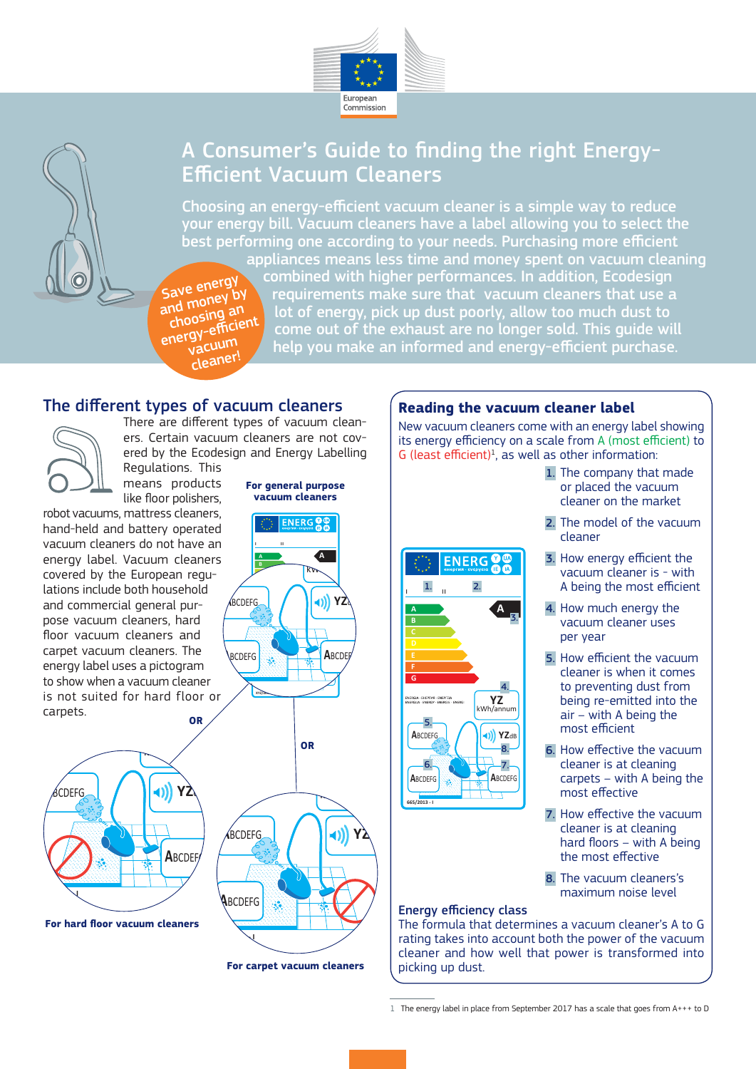# A Consumer's Guide to finding the right Energy-Efficient Vacuum Cleaners

Choosing an energy-efficient vacuum cleaner is a simple way to reduce your energy bill. Vacuum cleaners have a label allowing you to select the best performing one according to your needs. Purchasing more efficient appliances means less time and money spent on vacuum cleaning combined with higher performances. In addition, Ecodesign requirements make sure that vacuum cleaners that use a lot of energy, pick up dust poorly, allow too much dust to come out of the exhaust are no longer sold. This guide will help you make an informed and energy-efficient purchase.

Save energy and money by choosing an energy-efficient vacuum cleaner!

## The different types of vacuum cleaners

There are different types of vacuum cleaners. Certain vacuum cleaners are not covered by the Ecodesign and Energy Labelling Regulations. This means products like floor polishers, robot vacuums, mattress cleaners, hand-held and battery operated vacuum cleaners do not have an energy label. Vacuum cleaners covered by the European regulations include both household and commercial general purpose vacuum cleaners, hard floor vacuum cleaners and carpet vacuum cleaners. The energy label uses a pictogram to show when a vacuum cleaner is not suited for hard floor or carpets.

**For general purpose vacuum cleaners**

OR

**For hard floor vacuum cleaners**

OR

**For carpet vacuum cleaners**

## Reading the vacuum cleaner label

New vacuum cleaners come with an energy label showing its energy efficiency on a scale from A (most efficient) to G (least efficient)[1], as well as other information:

1. The company that made or placed the vacuum cleaner on the market
2. The model of the vacuum cleaner
3. How energy efficient the vacuum cleaner is - with A being the most efficient
4. How much energy the vacuum cleaner uses per year
5. How efficient the vacuum cleaner is when it comes to preventing dust from being re-emitted into the air – with A being the most efficient
6. How effective the vacuum cleaner is at cleaning carpets – with A being the most effective
7. How effective the vacuum cleaner is at cleaning hard floors – with A being the most effective
8. The vacuum cleaners's maximum noise level

### Energy efficiency class

The formula that determines a vacuum cleaner's A to G rating takes into account both the power of the vacuum cleaner and how well that power is transformed into picking up dust.

---

1 The energy label in place from September 2017 has a scale that goes from A+++ to D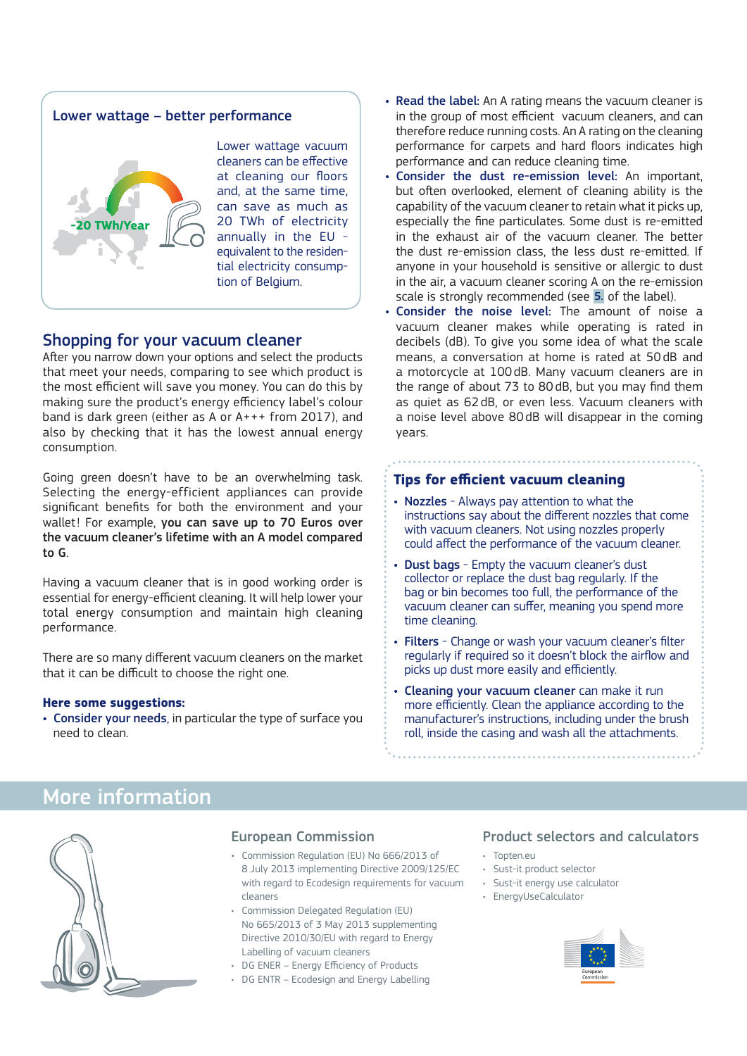## Lower wattage – better performance

-20 TWh/Year

Lower wattage vacuum cleaners can be effective at cleaning our floors and, at the same time, can save as much as 20 TWh of electricity annually in the EU - equivalent to the residential electricity consumption of Belgium.

## Shopping for your vacuum cleaner

After you narrow down your options and select the products that meet your needs, comparing to see which product is the most efficient will save you money. You can do this by making sure the product's energy efficiency label's colour band is dark green (either as A or A+++ from 2017), and also by checking that it has the lowest annual energy consumption.

Going green doesn't have to be an overwhelming task. Selecting the energy-efficient appliances can provide significant benefits for both the environment and your wallet! For example, **you can save up to 70 Euros over the vacuum cleaner's lifetime with an A model compared to G**.

Having a vacuum cleaner that is in good working order is essential for energy-efficient cleaning. It will help lower your total energy consumption and maintain high cleaning performance.

There are so many different vacuum cleaners on the market that it can be difficult to choose the right one.

**Here some suggestions:**

- **Consider your needs**, in particular the type of surface you need to clean.
- **Read the label:** An A rating means the vacuum cleaner is in the group of most efficient vacuum cleaners, and can therefore reduce running costs. An A rating on the cleaning performance for carpets and hard floors indicates high performance and can reduce cleaning time.
- **Consider the dust re-emission level:** An important, but often overlooked, element of cleaning ability is the capability of the vacuum cleaner to retain what it picks up, especially the fine particulates. Some dust is re-emitted in the exhaust air of the vacuum cleaner. The better the dust re-emission class, the less dust re-emitted. If anyone in your household is sensitive or allergic to dust in the air, a vacuum cleaner scoring A on the re-emission scale is strongly recommended (see 5. of the label).
- **Consider the noise level:** The amount of noise a vacuum cleaner makes while operating is rated in decibels (dB). To give you some idea of what the scale means, a conversation at home is rated at 50 dB and a motorcycle at 100 dB. Many vacuum cleaners are in the range of about 73 to 80 dB, but you may find them as quiet as 62 dB, or even less. Vacuum cleaners with a noise level above 80 dB will disappear in the coming years.

### Tips for efficient vacuum cleaning

- **Nozzles** - Always pay attention to what the instructions say about the different nozzles that come with vacuum cleaners. Not using nozzles properly could affect the performance of the vacuum cleaner.
- **Dust bags** - Empty the vacuum cleaner's dust collector or replace the dust bag regularly. If the bag or bin becomes too full, the performance of the vacuum cleaner can suffer, meaning you spend more time cleaning.
- **Filters** - Change or wash your vacuum cleaner's filter regularly if required so it doesn't block the airflow and picks up dust more easily and efficiently.
- **Cleaning your vacuum cleaner** can make it run more efficiently. Clean the appliance according to the manufacturer's instructions, including under the brush roll, inside the casing and wash all the attachments.

# More information

### European Commission

- Commission Regulation (EU) No 666/2013 of 8 July 2013 implementing Directive 2009/125/EC with regard to Ecodesign requirements for vacuum cleaners
- Commission Delegated Regulation (EU) No 665/2013 of 3 May 2013 supplementing Directive 2010/30/EU with regard to Energy Labelling of vacuum cleaners
- DG ENER – Energy Efficiency of Products
- DG ENTR – Ecodesign and Energy Labelling

### Product selectors and calculators

- Topten.eu
- Sust-it product selector
- Sust-it energy use calculator
- EnergyUseCalculator